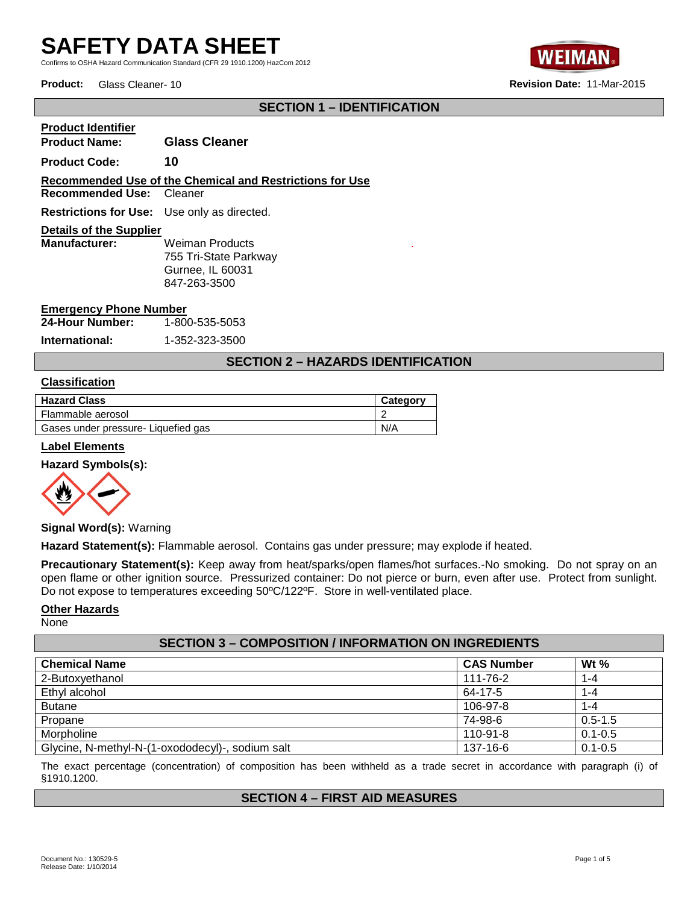# SAFETY DATA SHEET

Confirms to OSHA Hazard Communication Standard (CFR 29 1910.1200) HazCom 2012

**Product:** Glass Cleaner- 10 **Revision Date:** 11-Mar-2015

## SECTION 1 – IDENTIFICATION

**Product Identifier**

**Product Name:** **Glass Cleaner**

**Product Code:** **10**

**Recommended Use of the Chemical and Restrictions for Use**

**Recommended Use:** Cleaner

**Restrictions for Use:** Use only as directed.

**Details of the Supplier**

**Manufacturer:** Weiman Products
755 Tri-State Parkway
Gurnee, IL 60031
847-263-3500

**Emergency Phone Number**

**24-Hour Number:** 1-800-535-5053

**International:** 1-352-323-3500

## SECTION 2 – HAZARDS IDENTIFICATION

**Classification**

| Hazard Class | Category |
|---|---|
| Flammable aerosol | 2 |
| Gases under pressure- Liquefied gas | N/A |

**Label Elements**

**Hazard Symbols(s):**

**Signal Word(s):** Warning

**Hazard Statement(s):** Flammable aerosol. Contains gas under pressure; may explode if heated.

**Precautionary Statement(s):** Keep away from heat/sparks/open flames/hot surfaces.-No smoking. Do not spray on an open flame or other ignition source. Pressurized container: Do not pierce or burn, even after use. Protect from sunlight. Do not expose to temperatures exceeding 50ºC/122ºF. Store in well-ventilated place.

**Other Hazards**

None

## SECTION 3 – COMPOSITION / INFORMATION ON INGREDIENTS

| Chemical Name | CAS Number | Wt % |
|---|---|---|
| 2-Butoxyethanol | 111-76-2 | 1-4 |
| Ethyl alcohol | 64-17-5 | 1-4 |
| Butane | 106-97-8 | 1-4 |
| Propane | 74-98-6 | 0.5-1.5 |
| Morpholine | 110-91-8 | 0.1-0.5 |
| Glycine, N-methyl-N-(1-oxododecyl)-, sodium salt | 137-16-6 | 0.1-0.5 |

The exact percentage (concentration) of composition has been withheld as a trade secret in accordance with paragraph (i) of §1910.1200.

## SECTION 4 – FIRST AID MEASURES

Document No.: 130529-5
Release Date: 1/10/2014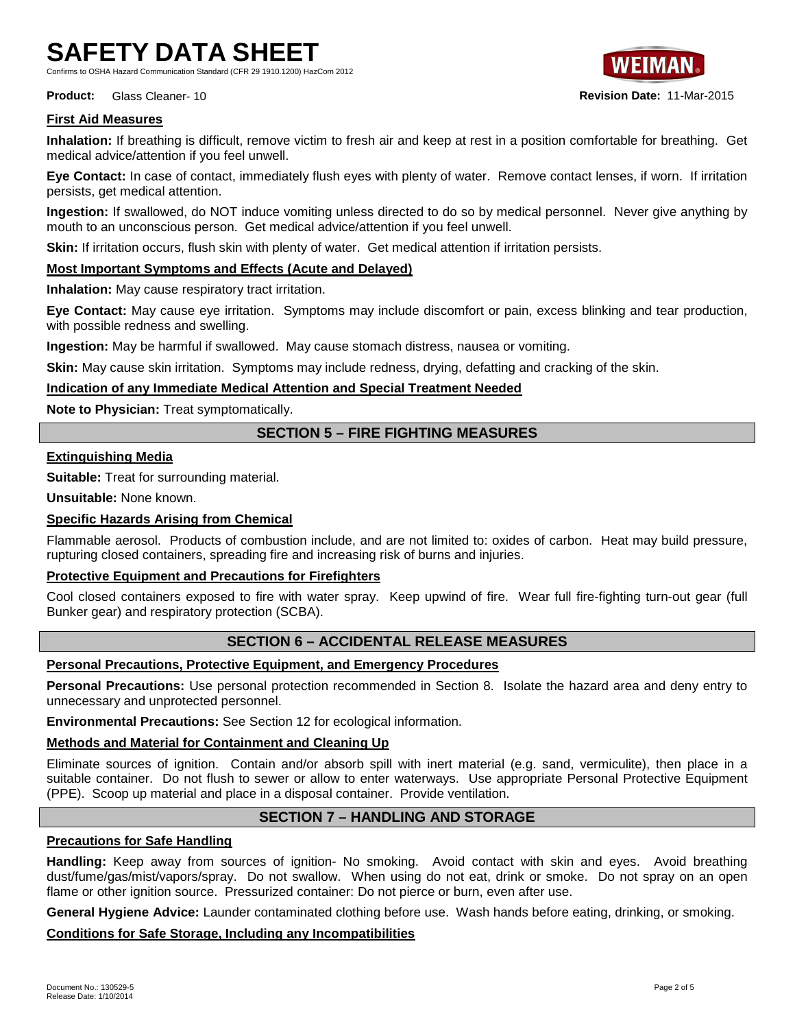**Product:** Glass Cleaner- 10 **Revision Date:** 11-Mar-2015

### First Aid Measures

**Inhalation:** If breathing is difficult, remove victim to fresh air and keep at rest in a position comfortable for breathing. Get medical advice/attention if you feel unwell.

**Eye Contact:** In case of contact, immediately flush eyes with plenty of water. Remove contact lenses, if worn. If irritation persists, get medical attention.

**Ingestion:** If swallowed, do NOT induce vomiting unless directed to do so by medical personnel. Never give anything by mouth to an unconscious person. Get medical advice/attention if you feel unwell.

**Skin:** If irritation occurs, flush skin with plenty of water. Get medical attention if irritation persists.

### Most Important Symptoms and Effects (Acute and Delayed)

**Inhalation:** May cause respiratory tract irritation.

**Eye Contact:** May cause eye irritation. Symptoms may include discomfort or pain, excess blinking and tear production, with possible redness and swelling.

**Ingestion:** May be harmful if swallowed. May cause stomach distress, nausea or vomiting.

**Skin:** May cause skin irritation. Symptoms may include redness, drying, defatting and cracking of the skin.

### Indication of any Immediate Medical Attention and Special Treatment Needed

**Note to Physician:** Treat symptomatically.

## SECTION 5 – FIRE FIGHTING MEASURES

### Extinguishing Media

**Suitable:** Treat for surrounding material.

**Unsuitable:** None known.

### Specific Hazards Arising from Chemical

Flammable aerosol. Products of combustion include, and are not limited to: oxides of carbon. Heat may build pressure, rupturing closed containers, spreading fire and increasing risk of burns and injuries.

### Protective Equipment and Precautions for Firefighters

Cool closed containers exposed to fire with water spray. Keep upwind of fire. Wear full fire-fighting turn-out gear (full Bunker gear) and respiratory protection (SCBA).

## SECTION 6 – ACCIDENTAL RELEASE MEASURES

### Personal Precautions, Protective Equipment, and Emergency Procedures

**Personal Precautions:** Use personal protection recommended in Section 8. Isolate the hazard area and deny entry to unnecessary and unprotected personnel.

**Environmental Precautions:** See Section 12 for ecological information.

### Methods and Material for Containment and Cleaning Up

Eliminate sources of ignition. Contain and/or absorb spill with inert material (e.g. sand, vermiculite), then place in a suitable container. Do not flush to sewer or allow to enter waterways. Use appropriate Personal Protective Equipment (PPE). Scoop up material and place in a disposal container. Provide ventilation.

## SECTION 7 – HANDLING AND STORAGE

### Precautions for Safe Handling

**Handling:** Keep away from sources of ignition- No smoking. Avoid contact with skin and eyes. Avoid breathing dust/fume/gas/mist/vapors/spray. Do not swallow. When using do not eat, drink or smoke. Do not spray on an open flame or other ignition source. Pressurized container: Do not pierce or burn, even after use.

**General Hygiene Advice:** Launder contaminated clothing before use. Wash hands before eating, drinking, or smoking.

### Conditions for Safe Storage, Including any Incompatibilities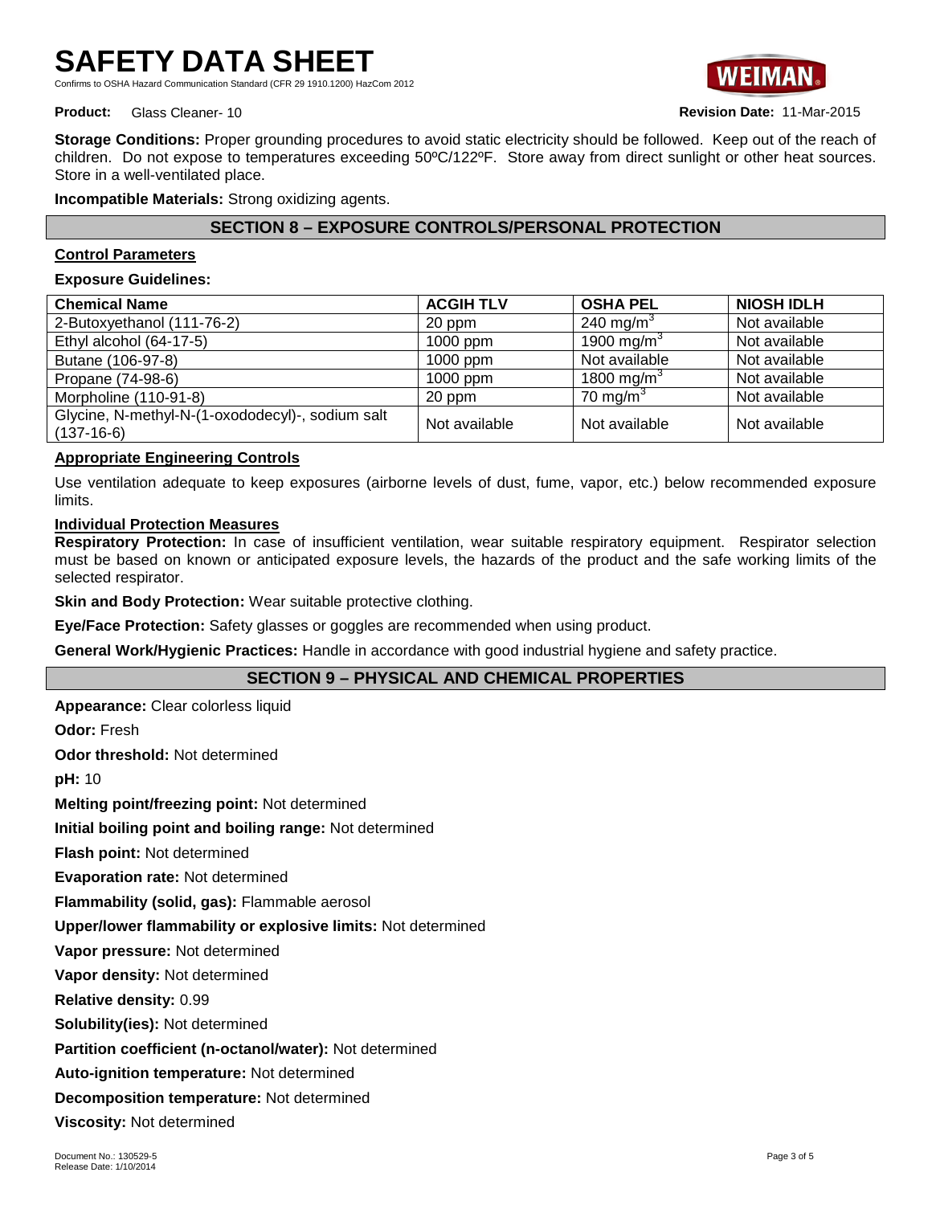**Storage Conditions:** Proper grounding procedures to avoid static electricity should be followed. Keep out of the reach of children. Do not expose to temperatures exceeding 50ºC/122ºF. Store away from direct sunlight or other heat sources. Store in a well-ventilated place.

**Incompatible Materials:** Strong oxidizing agents.

## SECTION 8 – EXPOSURE CONTROLS/PERSONAL PROTECTION

### Control Parameters

**Exposure Guidelines:**

| Chemical Name | ACGIH TLV | OSHA PEL | NIOSH IDLH |
|---|---|---|---|
| 2-Butoxyethanol (111-76-2) | 20 ppm | 240 mg/m$^3$ | Not available |
| Ethyl alcohol (64-17-5) | 1000 ppm | 1900 mg/m$^3$ | Not available |
| Butane (106-97-8) | 1000 ppm | Not available | Not available |
| Propane (74-98-6) | 1000 ppm | 1800 mg/m$^3$ | Not available |
| Morpholine (110-91-8) | 20 ppm | 70 mg/m$^3$ | Not available |
| Glycine, N-methyl-N-(1-oxododecyl)-, sodium salt (137-16-6) | Not available | Not available | Not available |

### Appropriate Engineering Controls

Use ventilation adequate to keep exposures (airborne levels of dust, fume, vapor, etc.) below recommended exposure limits.

### Individual Protection Measures

**Respiratory Protection:** In case of insufficient ventilation, wear suitable respiratory equipment. Respirator selection must be based on known or anticipated exposure levels, the hazards of the product and the safe working limits of the selected respirator.

**Skin and Body Protection:** Wear suitable protective clothing.

**Eye/Face Protection:** Safety glasses or goggles are recommended when using product.

**General Work/Hygienic Practices:** Handle in accordance with good industrial hygiene and safety practice.

## SECTION 9 – PHYSICAL AND CHEMICAL PROPERTIES

**Appearance:** Clear colorless liquid

**Odor:** Fresh

**Odor threshold:** Not determined

**pH:** 10

**Melting point/freezing point:** Not determined

**Initial boiling point and boiling range:** Not determined

**Flash point:** Not determined

**Evaporation rate:** Not determined

**Flammability (solid, gas):** Flammable aerosol

**Upper/lower flammability or explosive limits:** Not determined

**Vapor pressure:** Not determined

**Vapor density:** Not determined

**Relative density:** 0.99

**Solubility(ies):** Not determined

**Partition coefficient (n-octanol/water):** Not determined

**Auto-ignition temperature:** Not determined

**Decomposition temperature:** Not determined

**Viscosity:** Not determined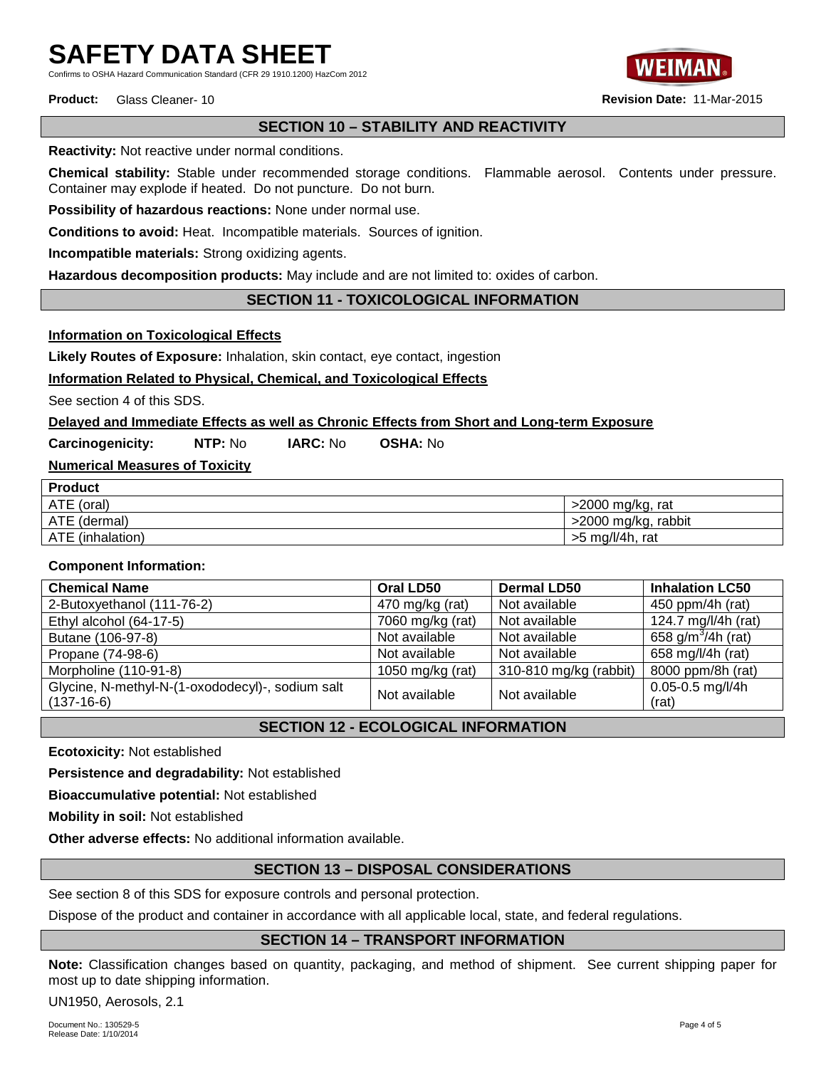# SAFETY DATA SHEET

Confirms to OSHA Hazard Communication Standard (CFR 29 1910.1200) HazCom 2012

**Product:** Glass Cleaner- 10 **Revision Date:** 11-Mar-2015

## SECTION 10 – STABILITY AND REACTIVITY

**Reactivity:** Not reactive under normal conditions.

**Chemical stability:** Stable under recommended storage conditions. Flammable aerosol. Contents under pressure. Container may explode if heated. Do not puncture. Do not burn.

**Possibility of hazardous reactions:** None under normal use.

**Conditions to avoid:** Heat. Incompatible materials. Sources of ignition.

**Incompatible materials:** Strong oxidizing agents.

**Hazardous decomposition products:** May include and are not limited to: oxides of carbon.

## SECTION 11 - TOXICOLOGICAL INFORMATION

**Information on Toxicological Effects**

**Likely Routes of Exposure:** Inhalation, skin contact, eye contact, ingestion

**Information Related to Physical, Chemical, and Toxicological Effects**

See section 4 of this SDS.

**Delayed and Immediate Effects as well as Chronic Effects from Short and Long-term Exposure**

**Carcinogenicity:** **NTP:** No **IARC:** No **OSHA:** No

**Numerical Measures of Toxicity**

| Product | |
|---|---|
| ATE (oral) | >2000 mg/kg, rat |
| ATE (dermal) | >2000 mg/kg, rabbit |
| ATE (inhalation) | >5 mg/l/4h, rat |

**Component Information:**

| Chemical Name | Oral LD50 | Dermal LD50 | Inhalation LC50 |
|---|---|---|---|
| 2-Butoxyethanol (111-76-2) | 470 mg/kg (rat) | Not available | 450 ppm/4h (rat) |
| Ethyl alcohol (64-17-5) | 7060 mg/kg (rat) | Not available | 124.7 mg/l/4h (rat) |
| Butane (106-97-8) | Not available | Not available | 658 $g/m^3$/4h (rat) |
| Propane (74-98-6) | Not available | Not available | 658 mg/l/4h (rat) |
| Morpholine (110-91-8) | 1050 mg/kg (rat) | 310-810 mg/kg (rabbit) | 8000 ppm/8h (rat) |
| Glycine, N-methyl-N-(1-oxododecyl)-, sodium salt (137-16-6) | Not available | Not available | 0.05-0.5 mg/l/4h (rat) |

## SECTION 12 - ECOLOGICAL INFORMATION

**Ecotoxicity:** Not established

**Persistence and degradability:** Not established

**Bioaccumulative potential:** Not established

**Mobility in soil:** Not established

**Other adverse effects:** No additional information available.

## SECTION 13 – DISPOSAL CONSIDERATIONS

See section 8 of this SDS for exposure controls and personal protection.

Dispose of the product and container in accordance with all applicable local, state, and federal regulations.

## SECTION 14 – TRANSPORT INFORMATION

**Note:** Classification changes based on quantity, packaging, and method of shipment. See current shipping paper for most up to date shipping information.

UN1950, Aerosols, 2.1

Document No.: 130529-5
Release Date: 1/10/2014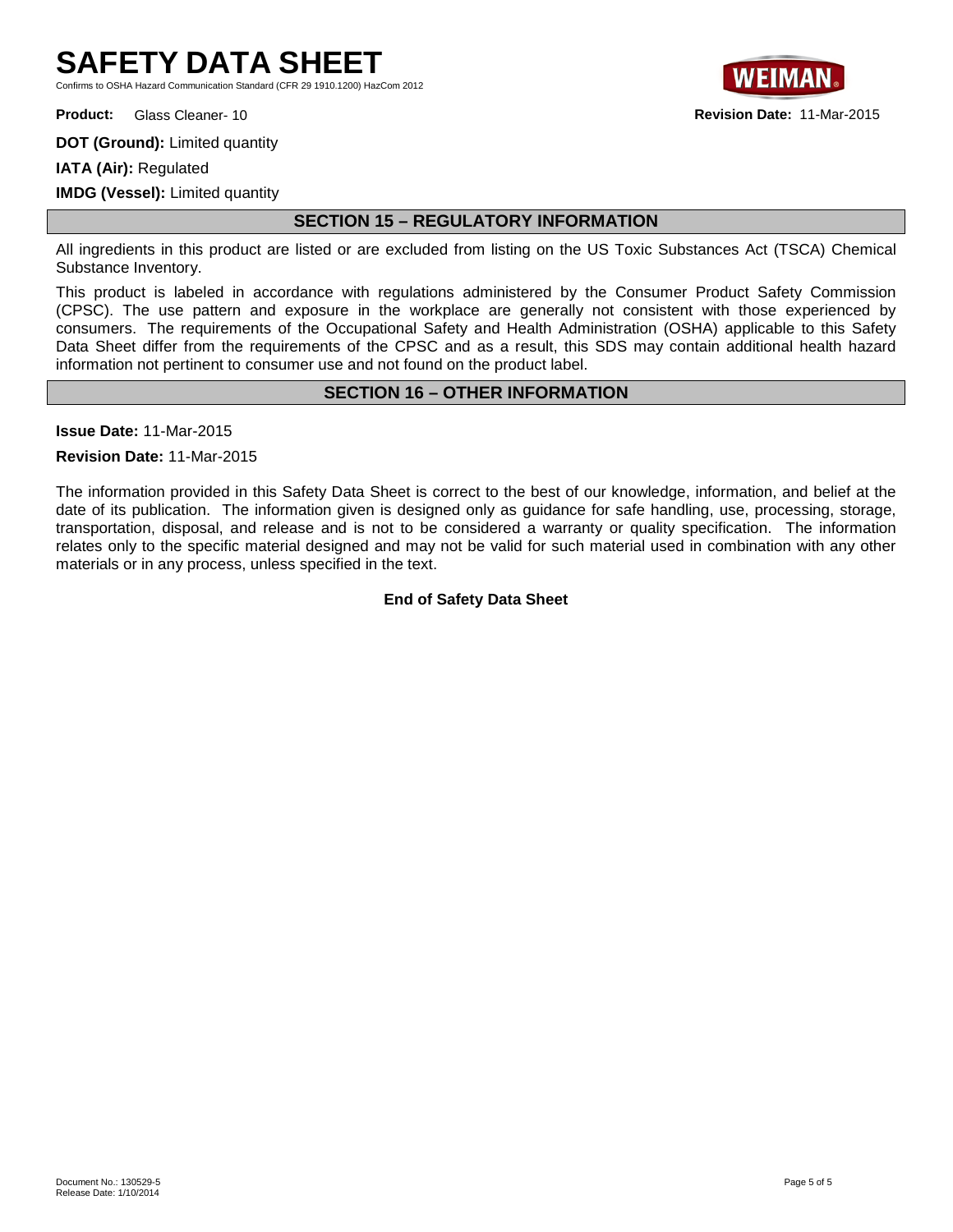**DOT (Ground):** Limited quantity

**IATA (Air):** Regulated

**IMDG (Vessel):** Limited quantity

## SECTION 15 – REGULATORY INFORMATION

All ingredients in this product are listed or are excluded from listing on the US Toxic Substances Act (TSCA) Chemical Substance Inventory.

This product is labeled in accordance with regulations administered by the Consumer Product Safety Commission (CPSC). The use pattern and exposure in the workplace are generally not consistent with those experienced by consumers. The requirements of the Occupational Safety and Health Administration (OSHA) applicable to this Safety Data Sheet differ from the requirements of the CPSC and as a result, this SDS may contain additional health hazard information not pertinent to consumer use and not found on the product label.

## SECTION 16 – OTHER INFORMATION

**Issue Date:** 11-Mar-2015

**Revision Date:** 11-Mar-2015

The information provided in this Safety Data Sheet is correct to the best of our knowledge, information, and belief at the date of its publication. The information given is designed only as guidance for safe handling, use, processing, storage, transportation, disposal, and release and is not to be considered a warranty or quality specification. The information relates only to the specific material designed and may not be valid for such material used in combination with any other materials or in any process, unless specified in the text.

**End of Safety Data Sheet**